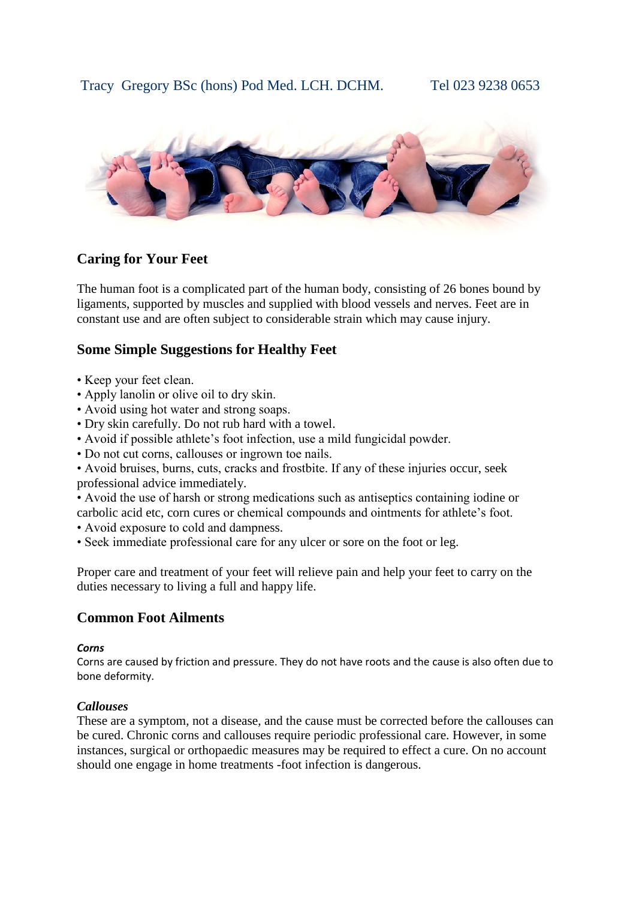Tracy Gregory BSc (hons) Pod Med. LCH. DCHM. Tel 023 9238 0653

## Caring for Your Feet

The human foot is a complicated part of the human body, consisting of 26 bones bound by ligaments, supported by muscles and supplied with blood vessels and nerves. Feet are in constant use and are often subject to considerable strain which may cause injury.

## Some Simple Suggestions for Healthy Feet

- Keep your feet clean.
- Apply lanolin or olive oil to dry skin.
- Avoid using hot water and strong soaps.
- Dry skin carefully. Do not rub hard with a towel.
- Avoid if possible athlete's foot infection, use a mild fungicidal powder.
- Do not cut corns, callouses or ingrown toe nails.
- Avoid bruises, burns, cuts, cracks and frostbite. If any of these injuries occur, seek professional advice immediately.
- Avoid the use of harsh or strong medications such as antiseptics containing iodine or carbolic acid etc, corn cures or chemical compounds and ointments for athlete's foot.
- Avoid exposure to cold and dampness.
- Seek immediate professional care for any ulcer or sore on the foot or leg.

Proper care and treatment of your feet will relieve pain and help your feet to carry on the duties necessary to living a full and happy life.

## Common Foot Ailments

***Corns***

Corns are caused by friction and pressure. They do not have roots and the cause is also often due to bone deformity.

***Callouses***

These are a symptom, not a disease, and the cause must be corrected before the callouses can be cured. Chronic corns and callouses require periodic professional care. However, in some instances, surgical or orthopaedic measures may be required to effect a cure. On no account should one engage in home treatments -foot infection is dangerous.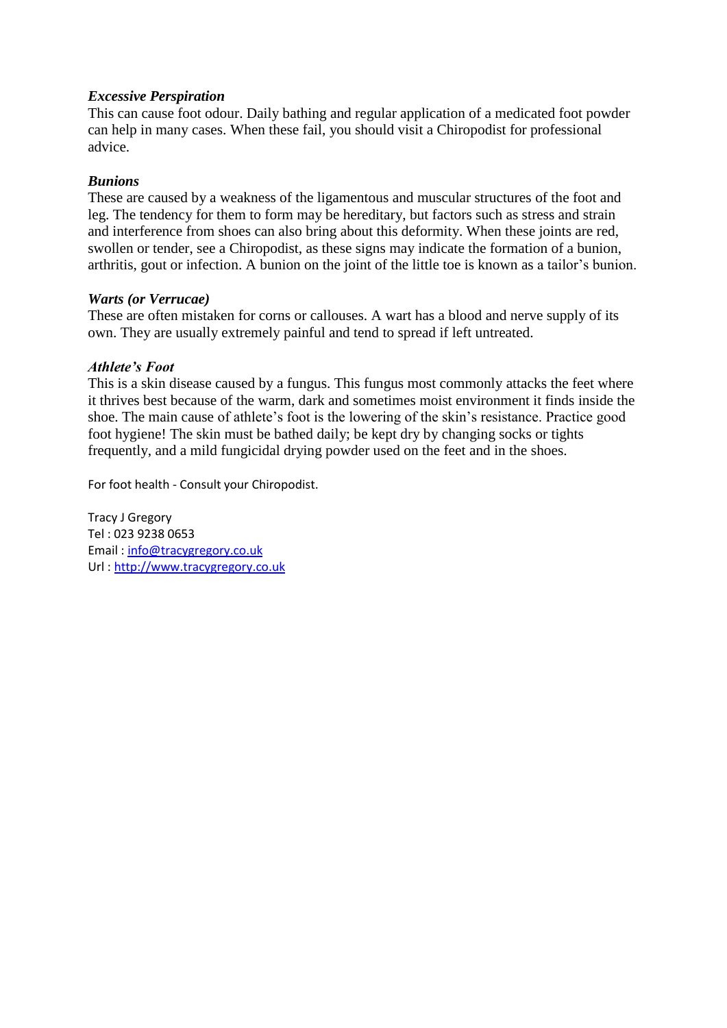### *Excessive Perspiration*

This can cause foot odour. Daily bathing and regular application of a medicated foot powder can help in many cases. When these fail, you should visit a Chiropodist for professional advice.

### *Bunions*

These are caused by a weakness of the ligamentous and muscular structures of the foot and leg. The tendency for them to form may be hereditary, but factors such as stress and strain and interference from shoes can also bring about this deformity. When these joints are red, swollen or tender, see a Chiropodist, as these signs may indicate the formation of a bunion, arthritis, gout or infection. A bunion on the joint of the little toe is known as a tailor's bunion.

### *Warts (or Verrucae)*

These are often mistaken for corns or callouses. A wart has a blood and nerve supply of its own. They are usually extremely painful and tend to spread if left untreated.

### *Athlete's Foot*

This is a skin disease caused by a fungus. This fungus most commonly attacks the feet where it thrives best because of the warm, dark and sometimes moist environment it finds inside the shoe. The main cause of athlete's foot is the lowering of the skin's resistance. Practice good foot hygiene! The skin must be bathed daily; be kept dry by changing socks or tights frequently, and a mild fungicidal drying powder used on the feet and in the shoes.

For foot health - Consult your Chiropodist.

Tracy J Gregory
Tel : 023 9238 0653
Email : info@tracygregory.co.uk
Url : http://www.tracygregory.co.uk